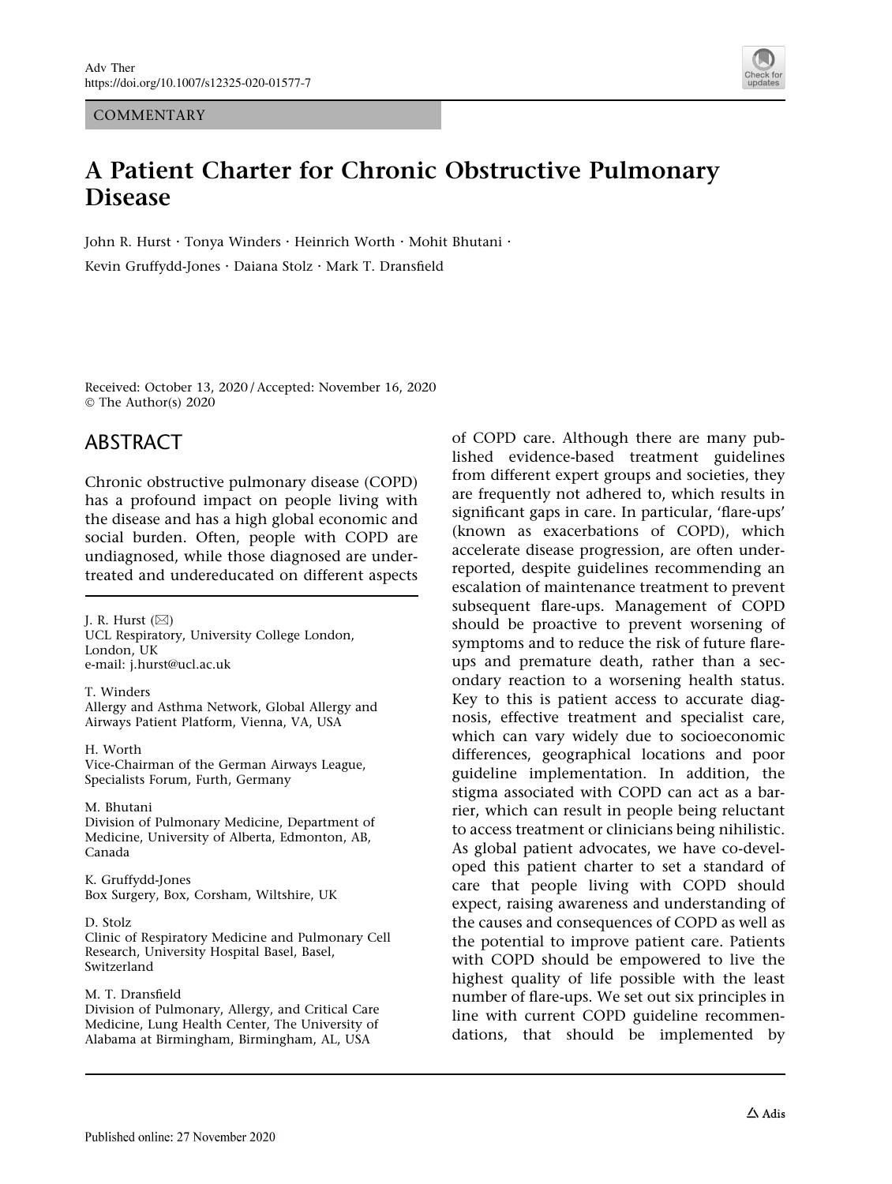COMMENTARY

# A Patient Charter for Chronic Obstructive Pulmonary Disease

John R. Hurst · Tonya Winders · Heinrich Worth · Mohit Bhutani · Kevin Gruffydd-Jones · Daiana Stolz · Mark T. Dransfield

Received: October 13, 2020 / Accepted: November 16, 2020
© The Author(s) 2020

## ABSTRACT

Chronic obstructive pulmonary disease (COPD) has a profound impact on people living with the disease and has a high global economic and social burden. Often, people with COPD are undiagnosed, while those diagnosed are undertreated and undereducated on different aspects of COPD care. Although there are many published evidence-based treatment guidelines from different expert groups and societies, they are frequently not adhered to, which results in significant gaps in care. In particular, 'flare-ups' (known as exacerbations of COPD), which accelerate disease progression, are often underreported, despite guidelines recommending an escalation of maintenance treatment to prevent subsequent flare-ups. Management of COPD should be proactive to prevent worsening of symptoms and to reduce the risk of future flare-ups and premature death, rather than a secondary reaction to a worsening health status. Key to this is patient access to accurate diagnosis, effective treatment and specialist care, which can vary widely due to socioeconomic differences, geographical locations and poor guideline implementation. In addition, the stigma associated with COPD can act as a barrier, which can result in people being reluctant to access treatment or clinicians being nihilistic. As global patient advocates, we have co-developed this patient charter to set a standard of care that people living with COPD should expect, raising awareness and understanding of the causes and consequences of COPD as well as the potential to improve patient care. Patients with COPD should be empowered to live the highest quality of life possible with the least number of flare-ups. We set out six principles in line with current COPD guideline recommendations, that should be implemented by

J. R. Hurst (✉)
UCL Respiratory, University College London, London, UK
e-mail: j.hurst@ucl.ac.uk

T. Winders
Allergy and Asthma Network, Global Allergy and Airways Patient Platform, Vienna, VA, USA

H. Worth
Vice-Chairman of the German Airways League, Specialists Forum, Furth, Germany

M. Bhutani
Division of Pulmonary Medicine, Department of Medicine, University of Alberta, Edmonton, AB, Canada

K. Gruffydd-Jones
Box Surgery, Box, Corsham, Wiltshire, UK

D. Stolz
Clinic of Respiratory Medicine and Pulmonary Cell Research, University Hospital Basel, Basel, Switzerland

M. T. Dransfield
Division of Pulmonary, Allergy, and Critical Care Medicine, Lung Health Center, The University of Alabama at Birmingham, Birmingham, AL, USA

Published online: 27 November 2020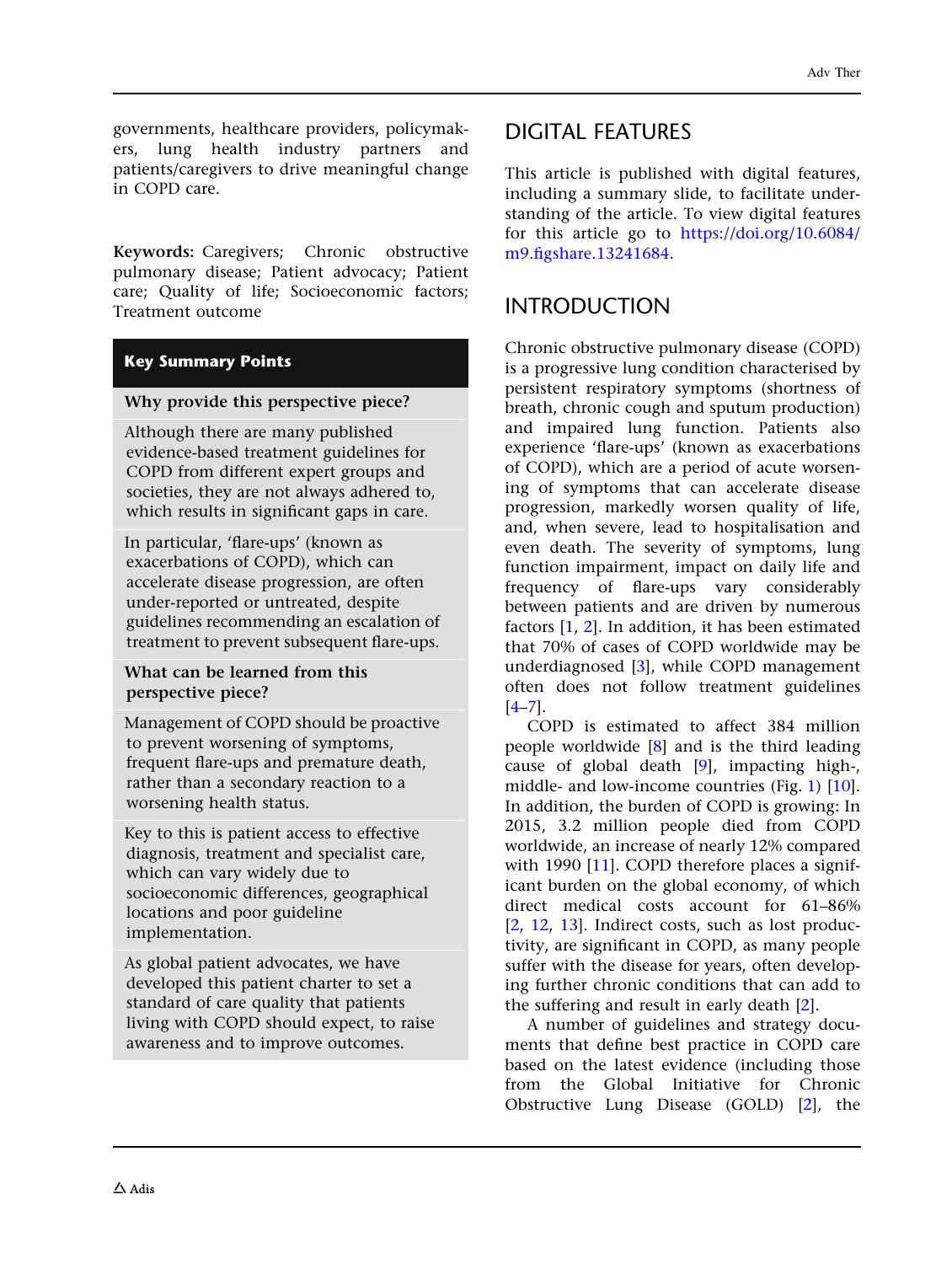governments, healthcare providers, policymakers, lung health industry partners and patients/caregivers to drive meaningful change in COPD care.

**Keywords:** Caregivers; Chronic obstructive pulmonary disease; Patient advocacy; Patient care; Quality of life; Socioeconomic factors; Treatment outcome

**Key Summary Points**

**Why provide this perspective piece?**

Although there are many published evidence-based treatment guidelines for COPD from different expert groups and societies, they are not always adhered to, which results in significant gaps in care.

In particular, 'flare-ups' (known as exacerbations of COPD), which can accelerate disease progression, are often under-reported or untreated, despite guidelines recommending an escalation of treatment to prevent subsequent flare-ups.

**What can be learned from this perspective piece?**

Management of COPD should be proactive to prevent worsening of symptoms, frequent flare-ups and premature death, rather than a secondary reaction to a worsening health status.

Key to this is patient access to effective diagnosis, treatment and specialist care, which can vary widely due to socioeconomic differences, geographical locations and poor guideline implementation.

As global patient advocates, we have developed this patient charter to set a standard of care quality that patients living with COPD should expect, to raise awareness and to improve outcomes.

## DIGITAL FEATURES

This article is published with digital features, including a summary slide, to facilitate understanding of the article. To view digital features for this article go to https://doi.org/10.6084/m9.figshare.13241684.

## INTRODUCTION

Chronic obstructive pulmonary disease (COPD) is a progressive lung condition characterised by persistent respiratory symptoms (shortness of breath, chronic cough and sputum production) and impaired lung function. Patients also experience 'flare-ups' (known as exacerbations of COPD), which are a period of acute worsening of symptoms that can accelerate disease progression, markedly worsen quality of life, and, when severe, lead to hospitalisation and even death. The severity of symptoms, lung function impairment, impact on daily life and frequency of flare-ups vary considerably between patients and are driven by numerous factors [1, 2]. In addition, it has been estimated that 70% of cases of COPD worldwide may be underdiagnosed [3], while COPD management often does not follow treatment guidelines [4–7].

COPD is estimated to affect 384 million people worldwide [8] and is the third leading cause of global death [9], impacting high-, middle- and low-income countries (Fig. 1) [10]. In addition, the burden of COPD is growing: In 2015, 3.2 million people died from COPD worldwide, an increase of nearly 12% compared with 1990 [11]. COPD therefore places a significant burden on the global economy, of which direct medical costs account for 61–86% [2, 12, 13]. Indirect costs, such as lost productivity, are significant in COPD, as many people suffer with the disease for years, often developing further chronic conditions that can add to the suffering and result in early death [2].

A number of guidelines and strategy documents that define best practice in COPD care based on the latest evidence (including those from the Global Initiative for Chronic Obstructive Lung Disease (GOLD) [2], the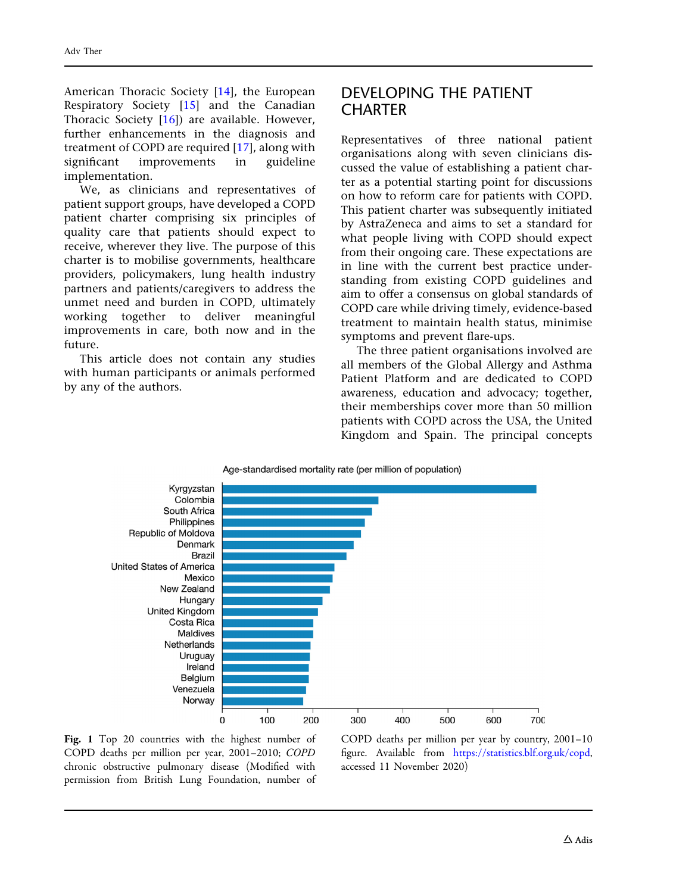American Thoracic Society [14], the European Respiratory Society [15] and the Canadian Thoracic Society [16]) are available. However, further enhancements in the diagnosis and treatment of COPD are required [17], along with significant improvements in guideline implementation.

We, as clinicians and representatives of patient support groups, have developed a COPD patient charter comprising six principles of quality care that patients should expect to receive, wherever they live. The purpose of this charter is to mobilise governments, healthcare providers, policymakers, lung health industry partners and patients/caregivers to address the unmet need and burden in COPD, ultimately working together to deliver meaningful improvements in care, both now and in the future.

This article does not contain any studies with human participants or animals performed by any of the authors.

## DEVELOPING THE PATIENT CHARTER

Representatives of three national patient organisations along with seven clinicians discussed the value of establishing a patient charter as a potential starting point for discussions on how to reform care for patients with COPD. This patient charter was subsequently initiated by AstraZeneca and aims to set a standard for what people living with COPD should expect from their ongoing care. These expectations are in line with the current best practice understanding from existing COPD guidelines and aim to offer a consensus on global standards of COPD care while driving timely, evidence-based treatment to maintain health status, minimise symptoms and prevent flare-ups.

The three patient organisations involved are all members of the Global Allergy and Asthma Patient Platform and are dedicated to COPD awareness, education and advocacy; together, their memberships cover more than 50 million patients with COPD across the USA, the United Kingdom and Spain. The principal concepts

Age-standardised mortality rate (per million of population)

| Country | Approx. rate |
|---|---|
| Kyrgyzstan | ~695 |
| Colombia | ~345 |
| South Africa | ~332 |
| Philippines | ~315 |
| Republic of Moldova | ~307 |
| Denmark | ~291 |
| Brazil | ~275 |
| United States of America | ~248 |
| Mexico | ~244 |
| New Zealand | ~239 |
| Hungary | ~222 |
| United Kingdom | ~212 |
| Costa Rica | ~201 |
| Maldives | ~201 |
| Netherlands | ~195 |
| Uruguay | ~193 |
| Ireland | ~192 |
| Belgium | ~191 |
| Venezuela | ~186 |
| Norway | ~180 |

**Fig. 1** Top 20 countries with the highest number of COPD deaths per million per year, 2001–2010; *COPD* chronic obstructive pulmonary disease (Modified with permission from British Lung Foundation, number of COPD deaths per million per year by country, 2001–10 figure. Available from https://statistics.blf.org.uk/copd, accessed 11 November 2020)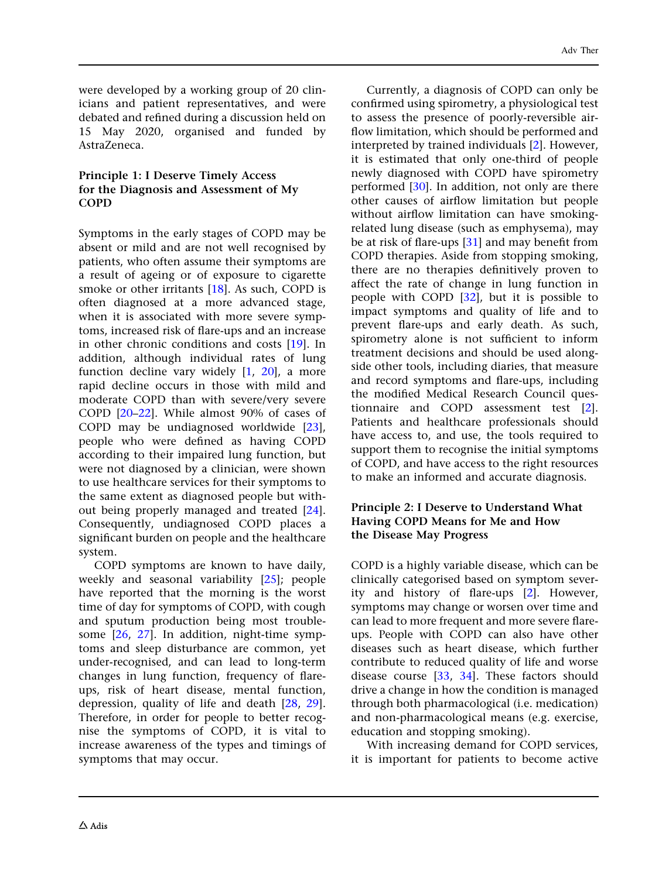were developed by a working group of 20 clinicians and patient representatives, and were debated and refined during a discussion held on 15 May 2020, organised and funded by AstraZeneca.

### Principle 1: I Deserve Timely Access for the Diagnosis and Assessment of My COPD

Symptoms in the early stages of COPD may be absent or mild and are not well recognised by patients, who often assume their symptoms are a result of ageing or of exposure to cigarette smoke or other irritants [18]. As such, COPD is often diagnosed at a more advanced stage, when it is associated with more severe symptoms, increased risk of flare-ups and an increase in other chronic conditions and costs [19]. In addition, although individual rates of lung function decline vary widely [1, 20], a more rapid decline occurs in those with mild and moderate COPD than with severe/very severe COPD [20–22]. While almost 90% of cases of COPD may be undiagnosed worldwide [23], people who were defined as having COPD according to their impaired lung function, but were not diagnosed by a clinician, were shown to use healthcare services for their symptoms to the same extent as diagnosed people but without being properly managed and treated [24]. Consequently, undiagnosed COPD places a significant burden on people and the healthcare system.

COPD symptoms are known to have daily, weekly and seasonal variability [25]; people have reported that the morning is the worst time of day for symptoms of COPD, with cough and sputum production being most troublesome [26, 27]. In addition, night-time symptoms and sleep disturbance are common, yet under-recognised, and can lead to long-term changes in lung function, frequency of flare-ups, risk of heart disease, mental function, depression, quality of life and death [28, 29]. Therefore, in order for people to better recognise the symptoms of COPD, it is vital to increase awareness of the types and timings of symptoms that may occur.

Currently, a diagnosis of COPD can only be confirmed using spirometry, a physiological test to assess the presence of poorly-reversible airflow limitation, which should be performed and interpreted by trained individuals [2]. However, it is estimated that only one-third of people newly diagnosed with COPD have spirometry performed [30]. In addition, not only are there other causes of airflow limitation but people without airflow limitation can have smoking-related lung disease (such as emphysema), may be at risk of flare-ups [31] and may benefit from COPD therapies. Aside from stopping smoking, there are no therapies definitively proven to affect the rate of change in lung function in people with COPD [32], but it is possible to impact symptoms and quality of life and to prevent flare-ups and early death. As such, spirometry alone is not sufficient to inform treatment decisions and should be used alongside other tools, including diaries, that measure and record symptoms and flare-ups, including the modified Medical Research Council questionnaire and COPD assessment test [2]. Patients and healthcare professionals should have access to, and use, the tools required to support them to recognise the initial symptoms of COPD, and have access to the right resources to make an informed and accurate diagnosis.

### Principle 2: I Deserve to Understand What Having COPD Means for Me and How the Disease May Progress

COPD is a highly variable disease, which can be clinically categorised based on symptom severity and history of flare-ups [2]. However, symptoms may change or worsen over time and can lead to more frequent and more severe flare-ups. People with COPD can also have other diseases such as heart disease, which further contribute to reduced quality of life and worse disease course [33, 34]. These factors should drive a change in how the condition is managed through both pharmacological (i.e. medication) and non-pharmacological means (e.g. exercise, education and stopping smoking).

With increasing demand for COPD services, it is important for patients to become active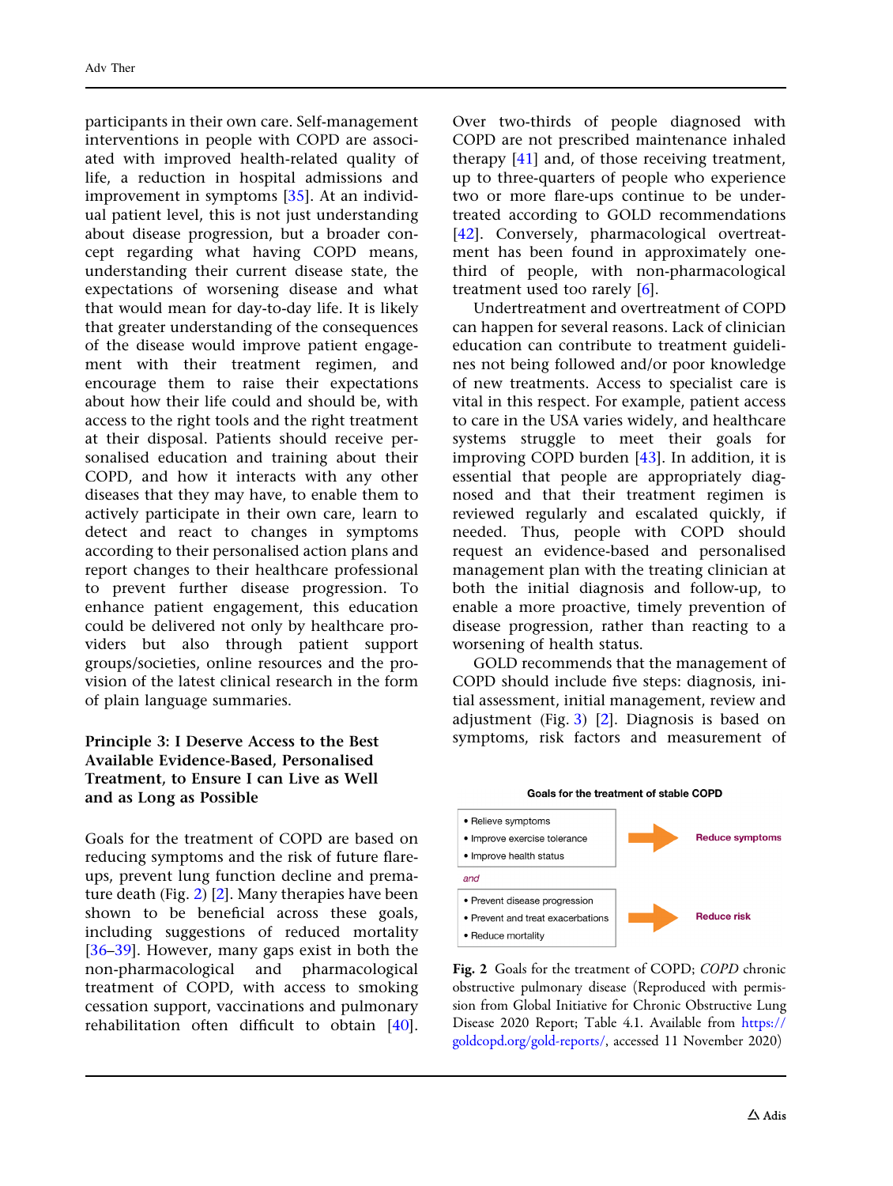participants in their own care. Self-management interventions in people with COPD are associated with improved health-related quality of life, a reduction in hospital admissions and improvement in symptoms [35]. At an individual patient level, this is not just understanding about disease progression, but a broader concept regarding what having COPD means, understanding their current disease state, the expectations of worsening disease and what that would mean for day-to-day life. It is likely that greater understanding of the consequences of the disease would improve patient engagement with their treatment regimen, and encourage them to raise their expectations about how their life could and should be, with access to the right tools and the right treatment at their disposal. Patients should receive personalised education and training about their COPD, and how it interacts with any other diseases that they may have, to enable them to actively participate in their own care, learn to detect and react to changes in symptoms according to their personalised action plans and report changes to their healthcare professional to prevent further disease progression. To enhance patient engagement, this education could be delivered not only by healthcare providers but also through patient support groups/societies, online resources and the provision of the latest clinical research in the form of plain language summaries.

## Principle 3: I Deserve Access to the Best Available Evidence-Based, Personalised Treatment, to Ensure I can Live as Well and as Long as Possible

Goals for the treatment of COPD are based on reducing symptoms and the risk of future flare-ups, prevent lung function decline and premature death (Fig. 2) [2]. Many therapies have been shown to be beneficial across these goals, including suggestions of reduced mortality [36–39]. However, many gaps exist in both the non-pharmacological and pharmacological treatment of COPD, with access to smoking cessation support, vaccinations and pulmonary rehabilitation often difficult to obtain [40]. Over two-thirds of people diagnosed with COPD are not prescribed maintenance inhaled therapy [41] and, of those receiving treatment, up to three-quarters of people who experience two or more flare-ups continue to be undertreated according to GOLD recommendations [42]. Conversely, pharmacological overtreatment has been found in approximately one-third of people, with non-pharmacological treatment used too rarely [6].

Undertreatment and overtreatment of COPD can happen for several reasons. Lack of clinician education can contribute to treatment guidelines not being followed and/or poor knowledge of new treatments. Access to specialist care is vital in this respect. For example, patient access to care in the USA varies widely, and healthcare systems struggle to meet their goals for improving COPD burden [43]. In addition, it is essential that people are appropriately diagnosed and that their treatment regimen is reviewed regularly and escalated quickly, if needed. Thus, people with COPD should request an evidence-based and personalised management plan with the treating clinician at both the initial diagnosis and follow-up, to enable a more proactive, timely prevention of disease progression, rather than reacting to a worsening of health status.

GOLD recommends that the management of COPD should include five steps: diagnosis, initial assessment, initial management, review and adjustment (Fig. 3) [2]. Diagnosis is based on symptoms, risk factors and measurement of

**Goals for the treatment of stable COPD**

- Relieve symptoms
- Improve exercise tolerance
- Improve health status

→ **Reduce symptoms**

*and*

- Prevent disease progression
- Prevent and treat exacerbations
- Reduce mortality

→ **Reduce risk**

**Fig. 2** Goals for the treatment of COPD; *COPD* chronic obstructive pulmonary disease (Reproduced with permission from Global Initiative for Chronic Obstructive Lung Disease 2020 Report; Table 4.1. Available from https://goldcopd.org/gold-reports/, accessed 11 November 2020)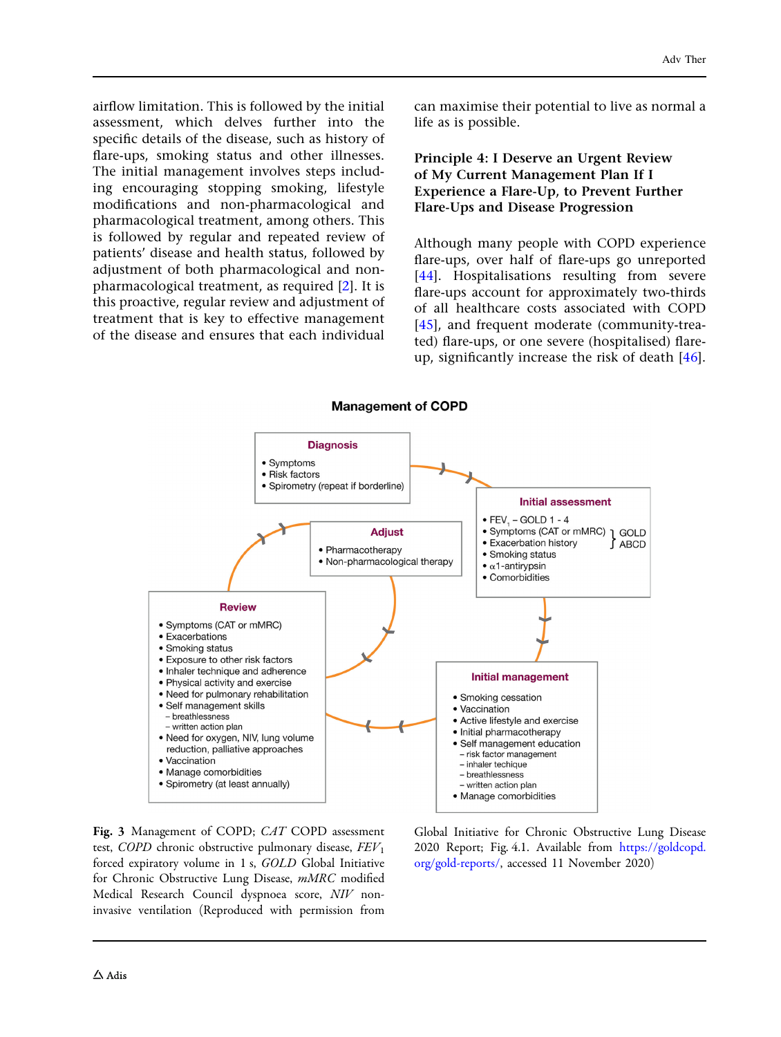airflow limitation. This is followed by the initial assessment, which delves further into the specific details of the disease, such as history of flare-ups, smoking status and other illnesses. The initial management involves steps including encouraging stopping smoking, lifestyle modifications and non-pharmacological and pharmacological treatment, among others. This is followed by regular and repeated review of patients' disease and health status, followed by adjustment of both pharmacological and non-pharmacological treatment, as required [2]. It is this proactive, regular review and adjustment of treatment that is key to effective management of the disease and ensures that each individual can maximise their potential to live as normal a life as is possible.

## Principle 4: I Deserve an Urgent Review of My Current Management Plan If I Experience a Flare-Up, to Prevent Further Flare-Ups and Disease Progression

Although many people with COPD experience flare-ups, over half of flare-ups go unreported [44]. Hospitalisations resulting from severe flare-ups account for approximately two-thirds of all healthcare costs associated with COPD [45], and frequent moderate (community-treated) flare-ups, or one severe (hospitalised) flare-up, significantly increase the risk of death [46].

**Management of COPD**

**Diagnosis**
- Symptoms
- Risk factors
- Spirometry (repeat if borderline)

**Initial assessment**
- $FEV_1$ – GOLD 1 - 4
- Symptoms (CAT or mMRC) } GOLD ABCD
- Exacerbation history } GOLD ABCD
- Smoking status
- α1-antirypsin
- Comorbidities

**Initial management**
- Smoking cessation
- Vaccination
- Active lifestyle and exercise
- Initial pharmacotherapy
- Self management education
  - risk factor management
  - inhaler techique
  - breathlessness
  - written action plan
- Manage comorbidities

**Review**
- Symptoms (CAT or mMRC)
- Exacerbations
- Smoking status
- Exposure to other risk factors
- Inhaler technique and adherence
- Physical activity and exercise
- Need for pulmonary rehabilitation
- Self management skills
  - breathlessness
  - written action plan
- Need for oxygen, NIV, lung volume reduction, palliative approaches
- Vaccination
- Manage comorbidities
- Spirometry (at least annually)

**Adjust**
- Pharmacotherapy
- Non-pharmacological therapy

**Fig. 3** Management of COPD; *CAT* COPD assessment test, *COPD* chronic obstructive pulmonary disease, *$FEV_1$* forced expiratory volume in 1 s, *GOLD* Global Initiative for Chronic Obstructive Lung Disease, *mMRC* modified Medical Research Council dyspnoea score, *NIV* non-invasive ventilation (Reproduced with permission from Global Initiative for Chronic Obstructive Lung Disease 2020 Report; Fig. 4.1. Available from https://goldcopd.org/gold-reports/, accessed 11 November 2020)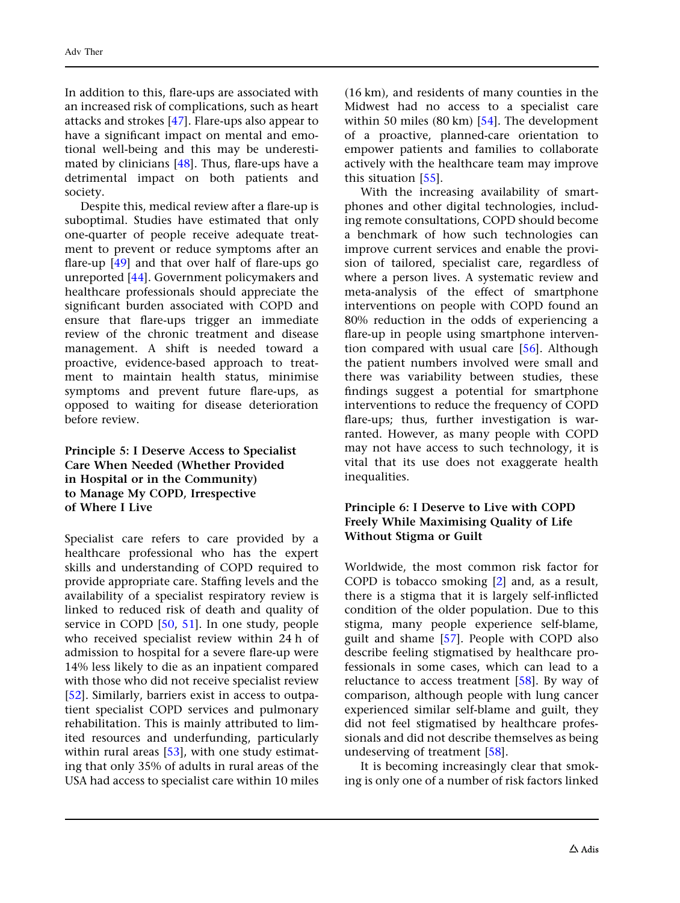In addition to this, flare-ups are associated with an increased risk of complications, such as heart attacks and strokes [47]. Flare-ups also appear to have a significant impact on mental and emotional well-being and this may be underestimated by clinicians [48]. Thus, flare-ups have a detrimental impact on both patients and society.

Despite this, medical review after a flare-up is suboptimal. Studies have estimated that only one-quarter of people receive adequate treatment to prevent or reduce symptoms after an flare-up [49] and that over half of flare-ups go unreported [44]. Government policymakers and healthcare professionals should appreciate the significant burden associated with COPD and ensure that flare-ups trigger an immediate review of the chronic treatment and disease management. A shift is needed toward a proactive, evidence-based approach to treatment to maintain health status, minimise symptoms and prevent future flare-ups, as opposed to waiting for disease deterioration before review.

## Principle 5: I Deserve Access to Specialist Care When Needed (Whether Provided in Hospital or in the Community) to Manage My COPD, Irrespective of Where I Live

Specialist care refers to care provided by a healthcare professional who has the expert skills and understanding of COPD required to provide appropriate care. Staffing levels and the availability of a specialist respiratory review is linked to reduced risk of death and quality of service in COPD [50, 51]. In one study, people who received specialist review within 24 h of admission to hospital for a severe flare-up were 14% less likely to die as an inpatient compared with those who did not receive specialist review [52]. Similarly, barriers exist in access to outpatient specialist COPD services and pulmonary rehabilitation. This is mainly attributed to limited resources and underfunding, particularly within rural areas [53], with one study estimating that only 35% of adults in rural areas of the USA had access to specialist care within 10 miles (16 km), and residents of many counties in the Midwest had no access to a specialist care within 50 miles (80 km) [54]. The development of a proactive, planned-care orientation to empower patients and families to collaborate actively with the healthcare team may improve this situation [55].

With the increasing availability of smartphones and other digital technologies, including remote consultations, COPD should become a benchmark of how such technologies can improve current services and enable the provision of tailored, specialist care, regardless of where a person lives. A systematic review and meta-analysis of the effect of smartphone interventions on people with COPD found an 80% reduction in the odds of experiencing a flare-up in people using smartphone intervention compared with usual care [56]. Although the patient numbers involved were small and there was variability between studies, these findings suggest a potential for smartphone interventions to reduce the frequency of COPD flare-ups; thus, further investigation is warranted. However, as many people with COPD may not have access to such technology, it is vital that its use does not exaggerate health inequalities.

## Principle 6: I Deserve to Live with COPD Freely While Maximising Quality of Life Without Stigma or Guilt

Worldwide, the most common risk factor for COPD is tobacco smoking [2] and, as a result, there is a stigma that it is largely self-inflicted condition of the older population. Due to this stigma, many people experience self-blame, guilt and shame [57]. People with COPD also describe feeling stigmatised by healthcare professionals in some cases, which can lead to a reluctance to access treatment [58]. By way of comparison, although people with lung cancer experienced similar self-blame and guilt, they did not feel stigmatised by healthcare professionals and did not describe themselves as being undeserving of treatment [58].

It is becoming increasingly clear that smoking is only one of a number of risk factors linked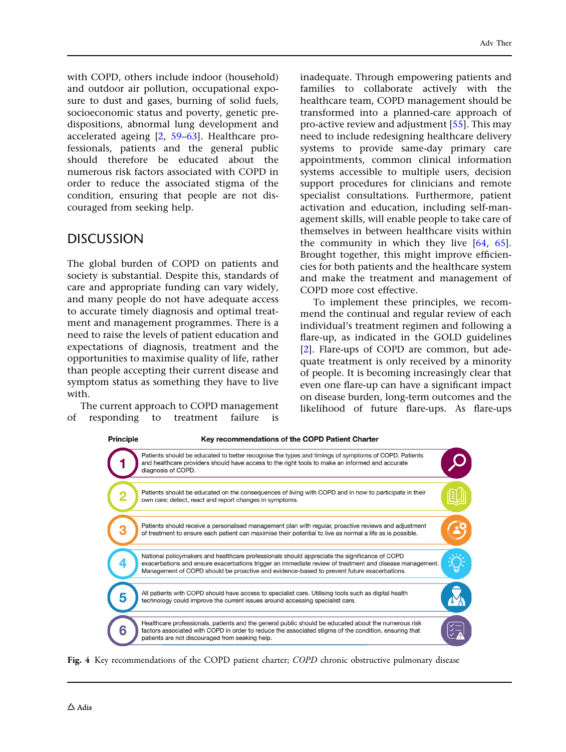with COPD, others include indoor (household) and outdoor air pollution, occupational exposure to dust and gases, burning of solid fuels, socioeconomic status and poverty, genetic predispositions, abnormal lung development and accelerated ageing [2, 59–63]. Healthcare professionals, patients and the general public should therefore be educated about the numerous risk factors associated with COPD in order to reduce the associated stigma of the condition, ensuring that people are not discouraged from seeking help.

## DISCUSSION

The global burden of COPD on patients and society is substantial. Despite this, standards of care and appropriate funding can vary widely, and many people do not have adequate access to accurate timely diagnosis and optimal treatment and management programmes. There is a need to raise the levels of patient education and expectations of diagnosis, treatment and the opportunities to maximise quality of life, rather than people accepting their current disease and symptom status as something they have to live with.

The current approach to COPD management of responding to treatment failure is inadequate. Through empowering patients and families to collaborate actively with the healthcare team, COPD management should be transformed into a planned-care approach of pro-active review and adjustment [55]. This may need to include redesigning healthcare delivery systems to provide same-day primary care appointments, common clinical information systems accessible to multiple users, decision support procedures for clinicians and remote specialist consultations. Furthermore, patient activation and education, including self-management skills, will enable people to take care of themselves in between healthcare visits within the community in which they live [64, 65]. Brought together, this might improve efficiencies for both patients and the healthcare system and make the treatment and management of COPD more cost effective.

To implement these principles, we recommend the continual and regular review of each individual's treatment regimen and following a flare-up, as indicated in the GOLD guidelines [2]. Flare-ups of COPD are common, but adequate treatment is only received by a minority of people. It is becoming increasingly clear that even one flare-up can have a significant impact on disease burden, long-term outcomes and the likelihood of future flare-ups. As flare-ups

| Principle | Key recommendations of the COPD Patient Charter |
|---|---|
| 1 | Patients should be educated to better recognise the types and timings of symptoms of COPD. Patients and healthcare providers should have access to the right tools to make an informed and accurate diagnosis of COPD. |
| 2 | Patients should be educated on the consequences of living with COPD and in how to participate in their own care: detect, react and report changes in symptoms. |
| 3 | Patients should receive a personalised management plan with regular, proactive reviews and adjustment of treatment to ensure each patient can maximise their potential to live as normal a life as is possible. |
| 4 | National policymakers and healthcare professionals should appreciate the significance of COPD exacerbations and ensure exacerbations trigger an immediate review of treatment and disease management. Management of COPD should be proactive and evidence-based to prevent future exacerbations. |
| 5 | All patients with COPD should have access to specialist care. Utilising tools such as digital health technology could improve the current issues around accessing specialist care. |
| 6 | Healthcare professionals, patients and the general public should be educated about the numerous risk factors associated with COPD in order to reduce the associated stigma of the condition, ensuring that patients are not discouraged from seeking help. |

**Fig. 4** Key recommendations of the COPD patient charter; *COPD* chronic obstructive pulmonary disease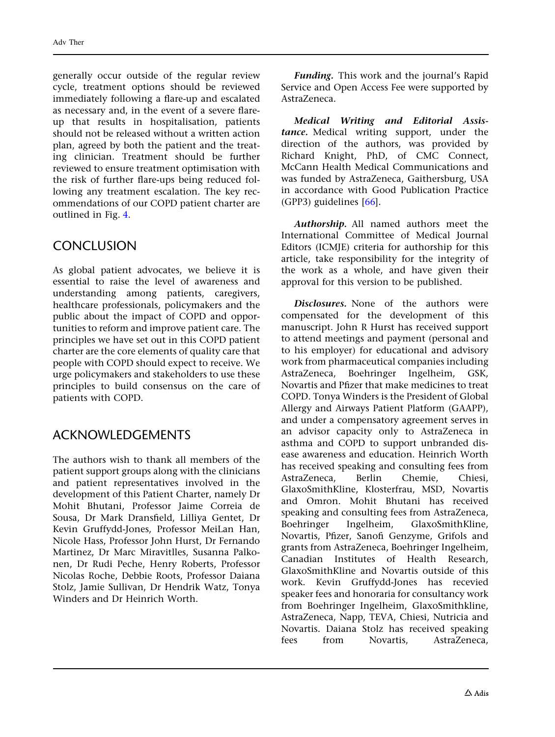generally occur outside of the regular review cycle, treatment options should be reviewed immediately following a flare-up and escalated as necessary and, in the event of a severe flare-up that results in hospitalisation, patients should not be released without a written action plan, agreed by both the patient and the treating clinician. Treatment should be further reviewed to ensure treatment optimisation with the risk of further flare-ups being reduced following any treatment escalation. The key recommendations of our COPD patient charter are outlined in Fig. 4.

## CONCLUSION

As global patient advocates, we believe it is essential to raise the level of awareness and understanding among patients, caregivers, healthcare professionals, policymakers and the public about the impact of COPD and opportunities to reform and improve patient care. The principles we have set out in this COPD patient charter are the core elements of quality care that people with COPD should expect to receive. We urge policymakers and stakeholders to use these principles to build consensus on the care of patients with COPD.

## ACKNOWLEDGEMENTS

The authors wish to thank all members of the patient support groups along with the clinicians and patient representatives involved in the development of this Patient Charter, namely Dr Mohit Bhutani, Professor Jaime Correia de Sousa, Dr Mark Dransfield, Lilliya Gentet, Dr Kevin Gruffydd-Jones, Professor MeiLan Han, Nicole Hass, Professor John Hurst, Dr Fernando Martinez, Dr Marc Miravitlles, Susanna Palkonen, Dr Rudi Peche, Henry Roberts, Professor Nicolas Roche, Debbie Roots, Professor Daiana Stolz, Jamie Sullivan, Dr Hendrik Watz, Tonya Winders and Dr Heinrich Worth.

***Funding.*** This work and the journal's Rapid Service and Open Access Fee were supported by AstraZeneca.

***Medical Writing and Editorial Assistance.*** Medical writing support, under the direction of the authors, was provided by Richard Knight, PhD, of CMC Connect, McCann Health Medical Communications and was funded by AstraZeneca, Gaithersburg, USA in accordance with Good Publication Practice (GPP3) guidelines [66].

***Authorship.*** All named authors meet the International Committee of Medical Journal Editors (ICMJE) criteria for authorship for this article, take responsibility for the integrity of the work as a whole, and have given their approval for this version to be published.

***Disclosures.*** None of the authors were compensated for the development of this manuscript. John R Hurst has received support to attend meetings and payment (personal and to his employer) for educational and advisory work from pharmaceutical companies including AstraZeneca, Boehringer Ingelheim, GSK, Novartis and Pfizer that make medicines to treat COPD. Tonya Winders is the President of Global Allergy and Airways Patient Platform (GAAPP), and under a compensatory agreement serves in an advisor capacity only to AstraZeneca in asthma and COPD to support unbranded disease awareness and education. Heinrich Worth has received speaking and consulting fees from AstraZeneca, Berlin Chemie, Chiesi, GlaxoSmithKline, Klosterfrau, MSD, Novartis and Omron. Mohit Bhutani has received speaking and consulting fees from AstraZeneca, Boehringer Ingelheim, GlaxoSmithKline, Novartis, Pfizer, Sanofi Genzyme, Grifols and grants from AstraZeneca, Boehringer Ingelheim, Canadian Institutes of Health Research, GlaxoSmithKline and Novartis outside of this work. Kevin Gruffydd-Jones has recevied speaker fees and honoraria for consultancy work from Boehringer Ingelheim, GlaxoSmithkline, AstraZeneca, Napp, TEVA, Chiesi, Nutricia and Novartis. Daiana Stolz has received speaking fees from Novartis, AstraZeneca,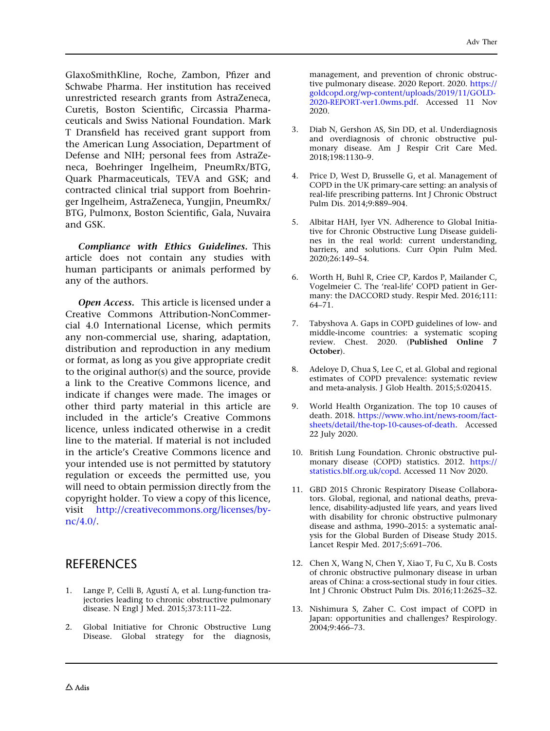GlaxoSmithKline, Roche, Zambon, Pfizer and Schwabe Pharma. Her institution has received unrestricted research grants from AstraZeneca, Curetis, Boston Scientific, Circassia Pharmaceuticals and Swiss National Foundation. Mark T Dransfield has received grant support from the American Lung Association, Department of Defense and NIH; personal fees from AstraZeneca, Boehringer Ingelheim, PneumRx/BTG, Quark Pharmaceuticals, TEVA and GSK; and contracted clinical trial support from Boehringer Ingelheim, AstraZeneca, Yungjin, PneumRx/BTG, Pulmonx, Boston Scientific, Gala, Nuvaira and GSK.

***Compliance with Ethics Guidelines.*** This article does not contain any studies with human participants or animals performed by any of the authors.

***Open Access.*** This article is licensed under a Creative Commons Attribution-NonCommercial 4.0 International License, which permits any non-commercial use, sharing, adaptation, distribution and reproduction in any medium or format, as long as you give appropriate credit to the original author(s) and the source, provide a link to the Creative Commons licence, and indicate if changes were made. The images or other third party material in this article are included in the article's Creative Commons licence, unless indicated otherwise in a credit line to the material. If material is not included in the article's Creative Commons licence and your intended use is not permitted by statutory regulation or exceeds the permitted use, you will need to obtain permission directly from the copyright holder. To view a copy of this licence, visit http://creativecommons.org/licenses/by-nc/4.0/.

## REFERENCES

1. Lange P, Celli B, Agustí A, et al. Lung-function trajectories leading to chronic obstructive pulmonary disease. N Engl J Med. 2015;373:111–22.
2. Global Initiative for Chronic Obstructive Lung Disease. Global strategy for the diagnosis, management, and prevention of chronic obstructive pulmonary disease. 2020 Report. 2020. https://goldcopd.org/wp-content/uploads/2019/11/GOLD-2020-REPORT-ver1.0wms.pdf. Accessed 11 Nov 2020.
3. Diab N, Gershon AS, Sin DD, et al. Underdiagnosis and overdiagnosis of chronic obstructive pulmonary disease. Am J Respir Crit Care Med. 2018;198:1130–9.
4. Price D, West D, Brusselle G, et al. Management of COPD in the UK primary-care setting: an analysis of real-life prescribing patterns. Int J Chronic Obstruct Pulm Dis. 2014;9:889–904.
5. Albitar HAH, Iyer VN. Adherence to Global Initiative for Chronic Obstructive Lung Disease guidelines in the real world: current understanding, barriers, and solutions. Curr Opin Pulm Med. 2020;26:149–54.
6. Worth H, Buhl R, Criee CP, Kardos P, Mailander C, Vogelmeier C. The 'real-life' COPD patient in Germany: the DACCORD study. Respir Med. 2016;111: 64–71.
7. Tabyshova A. Gaps in COPD guidelines of low- and middle-income countries: a systematic scoping review. Chest. 2020. (**Published Online 7 October**).
8. Adeloye D, Chua S, Lee C, et al. Global and regional estimates of COPD prevalence: systematic review and meta-analysis. J Glob Health. 2015;5:020415.
9. World Health Organization. The top 10 causes of death. 2018. https://www.who.int/news-room/fact-sheets/detail/the-top-10-causes-of-death. Accessed 22 July 2020.
10. British Lung Foundation. Chronic obstructive pulmonary disease (COPD) statistics. 2012. https://statistics.blf.org.uk/copd. Accessed 11 Nov 2020.
11. GBD 2015 Chronic Respiratory Disease Collaborators. Global, regional, and national deaths, prevalence, disability-adjusted life years, and years lived with disability for chronic obstructive pulmonary disease and asthma, 1990–2015: a systematic analysis for the Global Burden of Disease Study 2015. Lancet Respir Med. 2017;5:691–706.
12. Chen X, Wang N, Chen Y, Xiao T, Fu C, Xu B. Costs of chronic obstructive pulmonary disease in urban areas of China: a cross-sectional study in four cities. Int J Chronic Obstruct Pulm Dis. 2016;11:2625–32.
13. Nishimura S, Zaher C. Cost impact of COPD in Japan: opportunities and challenges? Respirology. 2004;9:466–73.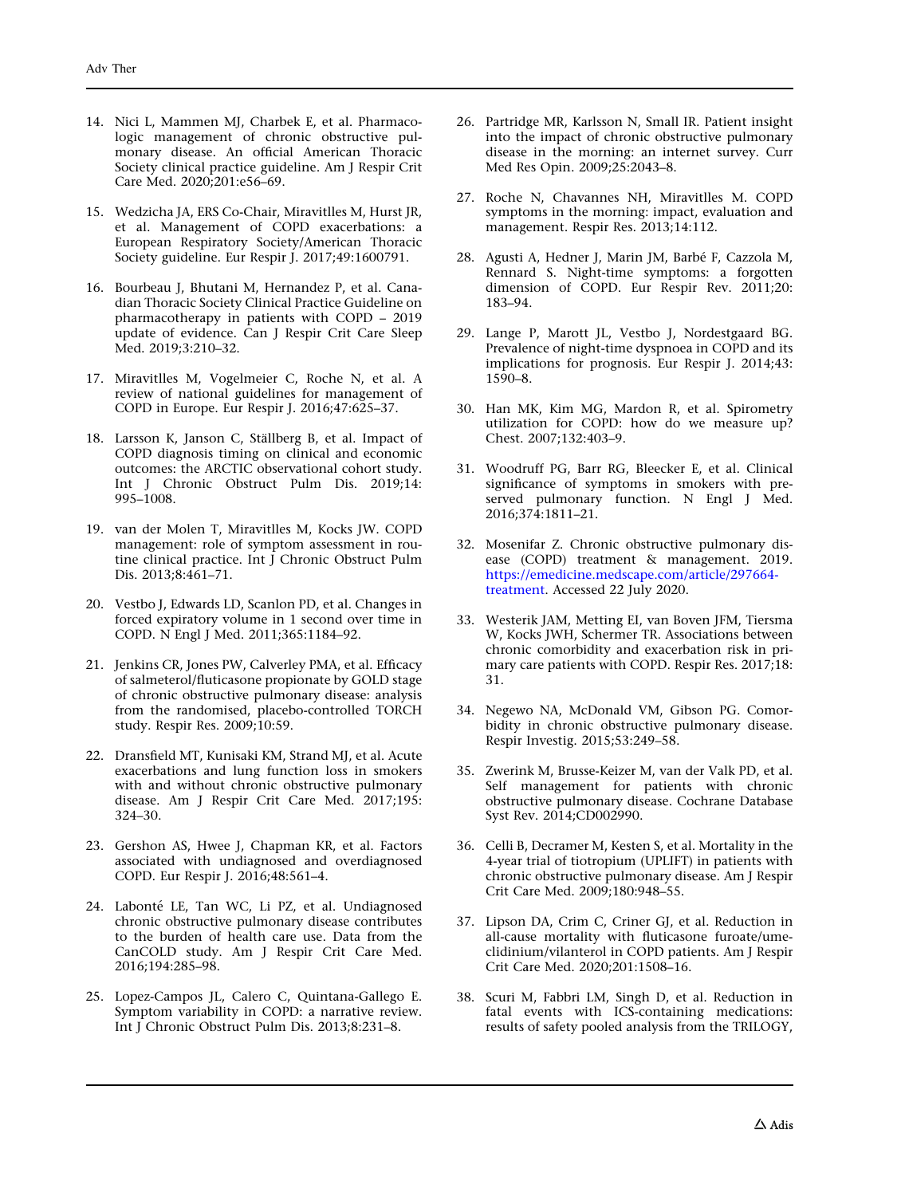14. Nici L, Mammen MJ, Charbek E, et al. Pharmacologic management of chronic obstructive pulmonary disease. An official American Thoracic Society clinical practice guideline. Am J Respir Crit Care Med. 2020;201:e56–69.

15. Wedzicha JA, ERS Co-Chair, Miravitlles M, Hurst JR, et al. Management of COPD exacerbations: a European Respiratory Society/American Thoracic Society guideline. Eur Respir J. 2017;49:1600791.

16. Bourbeau J, Bhutani M, Hernandez P, et al. Canadian Thoracic Society Clinical Practice Guideline on pharmacotherapy in patients with COPD – 2019 update of evidence. Can J Respir Crit Care Sleep Med. 2019;3:210–32.

17. Miravitlles M, Vogelmeier C, Roche N, et al. A review of national guidelines for management of COPD in Europe. Eur Respir J. 2016;47:625–37.

18. Larsson K, Janson C, Ställberg B, et al. Impact of COPD diagnosis timing on clinical and economic outcomes: the ARCTIC observational cohort study. Int J Chronic Obstruct Pulm Dis. 2019;14: 995–1008.

19. van der Molen T, Miravitlles M, Kocks JW. COPD management: role of symptom assessment in routine clinical practice. Int J Chronic Obstruct Pulm Dis. 2013;8:461–71.

20. Vestbo J, Edwards LD, Scanlon PD, et al. Changes in forced expiratory volume in 1 second over time in COPD. N Engl J Med. 2011;365:1184–92.

21. Jenkins CR, Jones PW, Calverley PMA, et al. Efficacy of salmeterol/fluticasone propionate by GOLD stage of chronic obstructive pulmonary disease: analysis from the randomised, placebo-controlled TORCH study. Respir Res. 2009;10:59.

22. Dransfield MT, Kunisaki KM, Strand MJ, et al. Acute exacerbations and lung function loss in smokers with and without chronic obstructive pulmonary disease. Am J Respir Crit Care Med. 2017;195: 324–30.

23. Gershon AS, Hwee J, Chapman KR, et al. Factors associated with undiagnosed and overdiagnosed COPD. Eur Respir J. 2016;48:561–4.

24. Labonté LE, Tan WC, Li PZ, et al. Undiagnosed chronic obstructive pulmonary disease contributes to the burden of health care use. Data from the CanCOLD study. Am J Respir Crit Care Med. 2016;194:285–98.

25. Lopez-Campos JL, Calero C, Quintana-Gallego E. Symptom variability in COPD: a narrative review. Int J Chronic Obstruct Pulm Dis. 2013;8:231–8.

26. Partridge MR, Karlsson N, Small IR. Patient insight into the impact of chronic obstructive pulmonary disease in the morning: an internet survey. Curr Med Res Opin. 2009;25:2043–8.

27. Roche N, Chavannes NH, Miravitlles M. COPD symptoms in the morning: impact, evaluation and management. Respir Res. 2013;14:112.

28. Agusti A, Hedner J, Marin JM, Barbé F, Cazzola M, Rennard S. Night-time symptoms: a forgotten dimension of COPD. Eur Respir Rev. 2011;20: 183–94.

29. Lange P, Marott JL, Vestbo J, Nordestgaard BG. Prevalence of night-time dyspnoea in COPD and its implications for prognosis. Eur Respir J. 2014;43: 1590–8.

30. Han MK, Kim MG, Mardon R, et al. Spirometry utilization for COPD: how do we measure up? Chest. 2007;132:403–9.

31. Woodruff PG, Barr RG, Bleecker E, et al. Clinical significance of symptoms in smokers with preserved pulmonary function. N Engl J Med. 2016;374:1811–21.

32. Mosenifar Z. Chronic obstructive pulmonary disease (COPD) treatment & management. 2019. https://emedicine.medscape.com/article/297664-treatment. Accessed 22 July 2020.

33. Westerik JAM, Metting EI, van Boven JFM, Tiersma W, Kocks JWH, Schermer TR. Associations between chronic comorbidity and exacerbation risk in primary care patients with COPD. Respir Res. 2017;18: 31.

34. Negewo NA, McDonald VM, Gibson PG. Comorbidity in chronic obstructive pulmonary disease. Respir Investig. 2015;53:249–58.

35. Zwerink M, Brusse-Keizer M, van der Valk PD, et al. Self management for patients with chronic obstructive pulmonary disease. Cochrane Database Syst Rev. 2014;CD002990.

36. Celli B, Decramer M, Kesten S, et al. Mortality in the 4-year trial of tiotropium (UPLIFT) in patients with chronic obstructive pulmonary disease. Am J Respir Crit Care Med. 2009;180:948–55.

37. Lipson DA, Crim C, Criner GJ, et al. Reduction in all-cause mortality with fluticasone furoate/umeclidinium/vilanterol in COPD patients. Am J Respir Crit Care Med. 2020;201:1508–16.

38. Scuri M, Fabbri LM, Singh D, et al. Reduction in fatal events with ICS-containing medications: results of safety pooled analysis from the TRILOGY,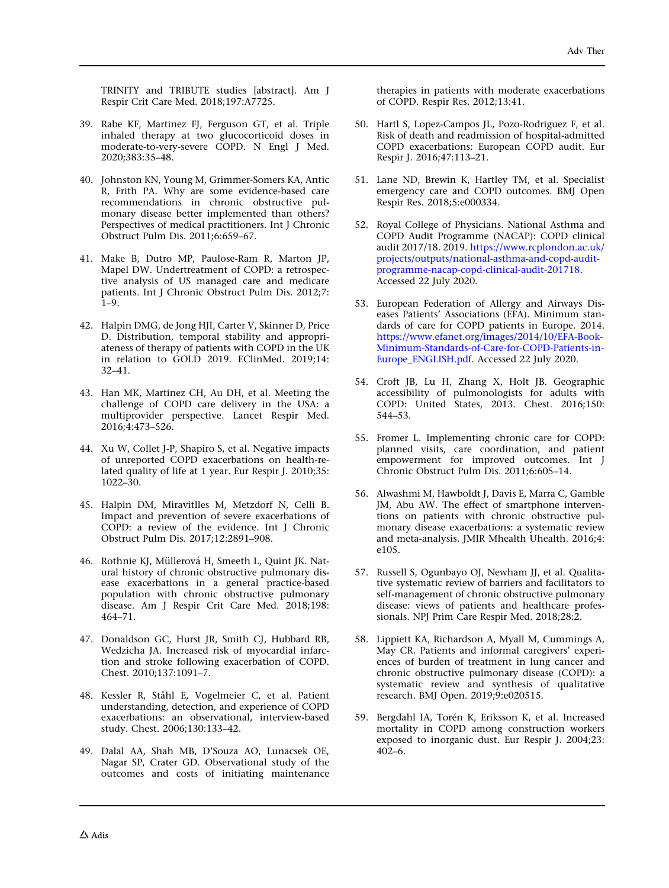TRINITY and TRIBUTE studies [abstract]. Am J Respir Crit Care Med. 2018;197:A7725.

39. Rabe KF, Martinez FJ, Ferguson GT, et al. Triple inhaled therapy at two glucocorticoid doses in moderate-to-very-severe COPD. N Engl J Med. 2020;383:35–48.

40. Johnston KN, Young M, Grimmer-Somers KA, Antic R, Frith PA. Why are some evidence-based care recommendations in chronic obstructive pulmonary disease better implemented than others? Perspectives of medical practitioners. Int J Chronic Obstruct Pulm Dis. 2011;6:659–67.

41. Make B, Dutro MP, Paulose-Ram R, Marton JP, Mapel DW. Undertreatment of COPD: a retrospective analysis of US managed care and medicare patients. Int J Chronic Obstruct Pulm Dis. 2012;7:1–9.

42. Halpin DMG, de Jong HJI, Carter V, Skinner D, Price D. Distribution, temporal stability and appropriateness of therapy of patients with COPD in the UK in relation to GOLD 2019. EClinMed. 2019;14:32–41.

43. Han MK, Martinez CH, Au DH, et al. Meeting the challenge of COPD care delivery in the USA: a multiprovider perspective. Lancet Respir Med. 2016;4:473–526.

44. Xu W, Collet J-P, Shapiro S, et al. Negative impacts of unreported COPD exacerbations on health-related quality of life at 1 year. Eur Respir J. 2010;35:1022–30.

45. Halpin DM, Miravitlles M, Metzdorf N, Celli B. Impact and prevention of severe exacerbations of COPD: a review of the evidence. Int J Chronic Obstruct Pulm Dis. 2017;12:2891–908.

46. Rothnie KJ, Müllerová H, Smeeth L, Quint JK. Natural history of chronic obstructive pulmonary disease exacerbations in a general practice-based population with chronic obstructive pulmonary disease. Am J Respir Crit Care Med. 2018;198:464–71.

47. Donaldson GC, Hurst JR, Smith CJ, Hubbard RB, Wedzicha JA. Increased risk of myocardial infarction and stroke following exacerbation of COPD. Chest. 2010;137:1091–7.

48. Kessler R, Ståhl E, Vogelmeier C, et al. Patient understanding, detection, and experience of COPD exacerbations: an observational, interview-based study. Chest. 2006;130:133–42.

49. Dalal AA, Shah MB, D'Souza AO, Lunacsek OE, Nagar SP, Crater GD. Observational study of the outcomes and costs of initiating maintenance therapies in patients with moderate exacerbations of COPD. Respir Res. 2012;13:41.

50. Hartl S, Lopez-Campos JL, Pozo-Rodriguez F, et al. Risk of death and readmission of hospital-admitted COPD exacerbations: European COPD audit. Eur Respir J. 2016;47:113–21.

51. Lane ND, Brewin K, Hartley TM, et al. Specialist emergency care and COPD outcomes. BMJ Open Respir Res. 2018;5:e000334.

52. Royal College of Physicians. National Asthma and COPD Audit Programme (NACAP): COPD clinical audit 2017/18. 2019. https://www.rcplondon.ac.uk/projects/outputs/national-asthma-and-copd-audit-programme-nacap-copd-clinical-audit-201718. Accessed 22 July 2020.

53. European Federation of Allergy and Airways Diseases Patients' Associations (EFA). Minimum standards of care for COPD patients in Europe. 2014. https://www.efanet.org/images/2014/10/EFA-Book-Minimum-Standards-of-Care-for-COPD-Patients-in-Europe_ENGLISH.pdf. Accessed 22 July 2020.

54. Croft JB, Lu H, Zhang X, Holt JB. Geographic accessibility of pulmonologists for adults with COPD: United States, 2013. Chest. 2016;150:544–53.

55. Fromer L. Implementing chronic care for COPD: planned visits, care coordination, and patient empowerment for improved outcomes. Int J Chronic Obstruct Pulm Dis. 2011;6:605–14.

56. Alwashmi M, Hawboldt J, Davis E, Marra C, Gamble JM, Abu AW. The effect of smartphone interventions on patients with chronic obstructive pulmonary disease exacerbations: a systematic review and meta-analysis. JMIR Mhealth Uhealth. 2016;4:e105.

57. Russell S, Ogunbayo OJ, Newham JJ, et al. Qualitative systematic review of barriers and facilitators to self-management of chronic obstructive pulmonary disease: views of patients and healthcare professionals. NPJ Prim Care Respir Med. 2018;28:2.

58. Lippiett KA, Richardson A, Myall M, Cummings A, May CR. Patients and informal caregivers' experiences of burden of treatment in lung cancer and chronic obstructive pulmonary disease (COPD): a systematic review and synthesis of qualitative research. BMJ Open. 2019;9:e020515.

59. Bergdahl IA, Torén K, Eriksson K, et al. Increased mortality in COPD among construction workers exposed to inorganic dust. Eur Respir J. 2004;23:402–6.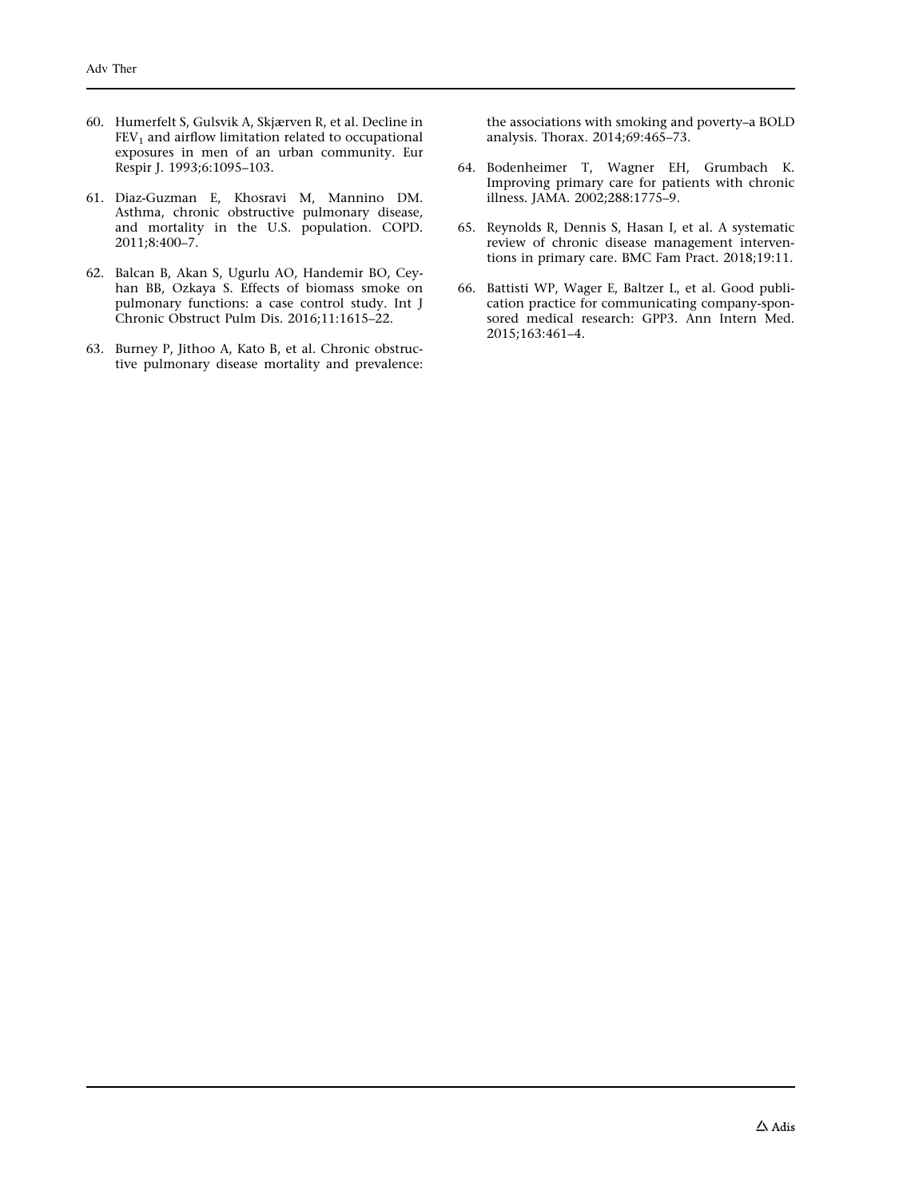60. Humerfelt S, Gulsvik A, Skjærven R, et al. Decline in $FEV_1$ and airflow limitation related to occupational exposures in men of an urban community. Eur Respir J. 1993;6:1095–103.

61. Diaz-Guzman E, Khosravi M, Mannino DM. Asthma, chronic obstructive pulmonary disease, and mortality in the U.S. population. COPD. 2011;8:400–7.

62. Balcan B, Akan S, Ugurlu AO, Handemir BO, Ceyhan BB, Ozkaya S. Effects of biomass smoke on pulmonary functions: a case control study. Int J Chronic Obstruct Pulm Dis. 2016;11:1615–22.

63. Burney P, Jithoo A, Kato B, et al. Chronic obstructive pulmonary disease mortality and prevalence: the associations with smoking and poverty–a BOLD analysis. Thorax. 2014;69:465–73.

64. Bodenheimer T, Wagner EH, Grumbach K. Improving primary care for patients with chronic illness. JAMA. 2002;288:1775–9.

65. Reynolds R, Dennis S, Hasan I, et al. A systematic review of chronic disease management interventions in primary care. BMC Fam Pract. 2018;19:11.

66. Battisti WP, Wager E, Baltzer L, et al. Good publication practice for communicating company-sponsored medical research: GPP3. Ann Intern Med. 2015;163:461–4.